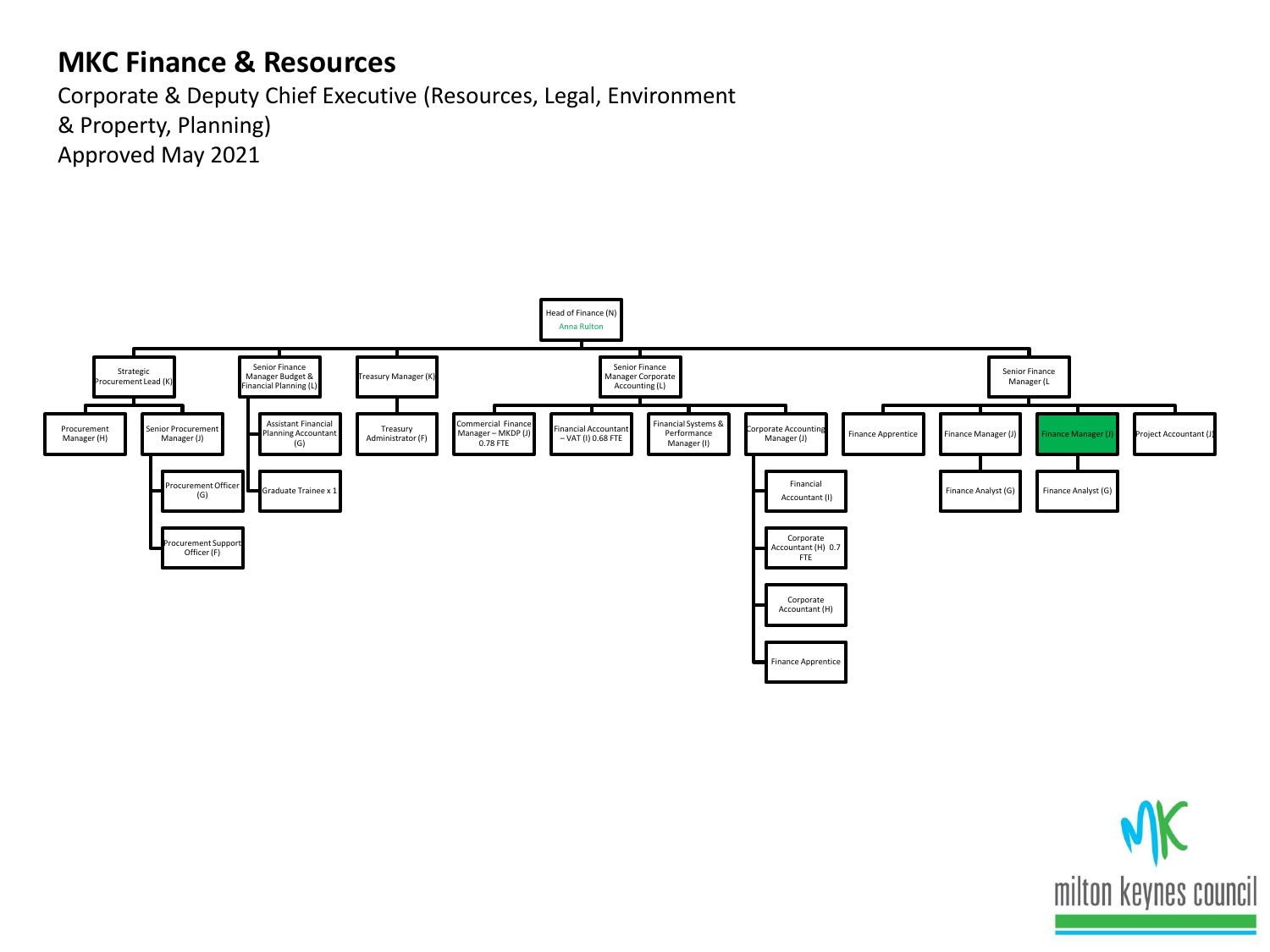# MKC Finance & Resources

Corporate & Deputy Chief Executive (Resources, Legal, Environment & Property, Planning)
Approved May 2021

- Head of Finance (N) — Anna Rulton
  - Strategic Procurement Lead (K)
    - Procurement Manager (H)
    - Senior Procurement Manager (J)
      - Procurement Officer (G)
      - Procurement Support Officer (F)
  - Senior Finance Manager Budget & Financial Planning (L)
    - Assistant Financial Planning Accountant (G)
    - Graduate Trainee x 1
  - Treasury Manager (K)
    - Treasury Administrator (F)
  - Senior Finance Manager Corporate Accounting (L)
    - Commercial Finance Manager – MKDP (J) 0.78 FTE
    - Financial Accountant – VAT (I) 0.68 FTE
    - Financial Systems & Performance Manager (I)
    - Corporate Accounting Manager (J)
      - Financial Accountant (I)
      - Corporate Accountant (H) 0.7 FTE
      - Corporate Accountant (H)
      - Finance Apprentice
  - Senior Finance Manager (L
    - Finance Apprentice
    - Finance Manager (J)
      - Finance Analyst (G)
    - Finance Manager (J)
      - Finance Analyst (G)
    - Project Accountant (J)

milton keynes council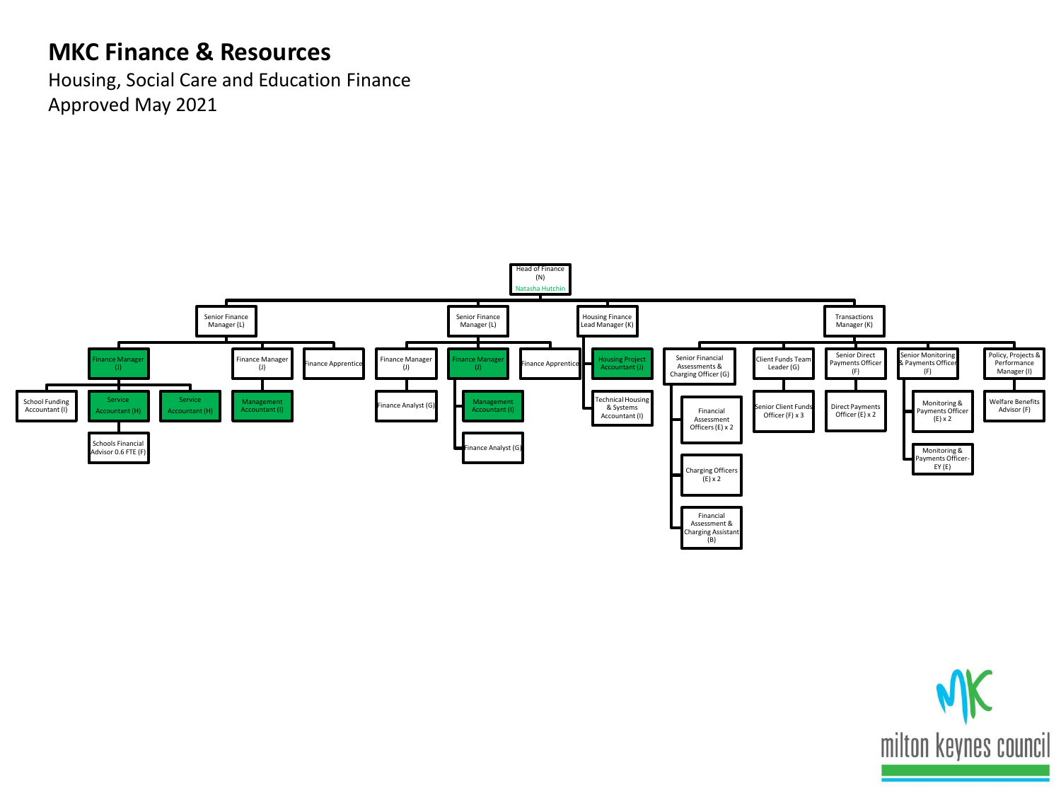# MKC Finance & Resources

Housing, Social Care and Education Finance

Approved May 2021

- Head of Finance (N) — Natasha Hutchin
  - Senior Finance Manager (L)
    - Finance Manager (J)
      - School Funding Accountant (I)
      - Service Accountant (H)
        - Schools Financial Advisor 0.6 FTE (F)
      - Service Accountant (H)
    - Finance Manager (J)
      - Management Accountant (I)
    - Finance Apprentice
  - Senior Finance Manager (L)
    - Finance Manager (J)
      - Finance Analyst (G)
    - Finance Manager (J)
      - Management Accountant (I)
      - Finance Analyst (G)
    - Finance Apprentice
  - Housing Finance Lead Manager (K)
    - Housing Project Accountant (J)
    - Technical Housing & Systems Accountant (I)
  - Transactions Manager (K)
    - Senior Financial Assessments & Charging Officer (G)
      - Financial Assessment Officers (E) x 2
      - Charging Officers (E) x 2
      - Financial Assessment & Charging Assistant (B)
    - Client Funds Team Leader (G)
      - Senior Client Funds Officer (F) x 3
    - Senior Direct Payments Officer (F)
      - Direct Payments Officer (E) x 2
    - Senior Monitoring & Payments Officer (F)
      - Monitoring & Payments Officer (E) x 2
      - Monitoring & Payments Officer- EY (E)
    - Policy, Projects & Performance Manager (I)
      - Welfare Benefits Advisor (F)

milton keynes council